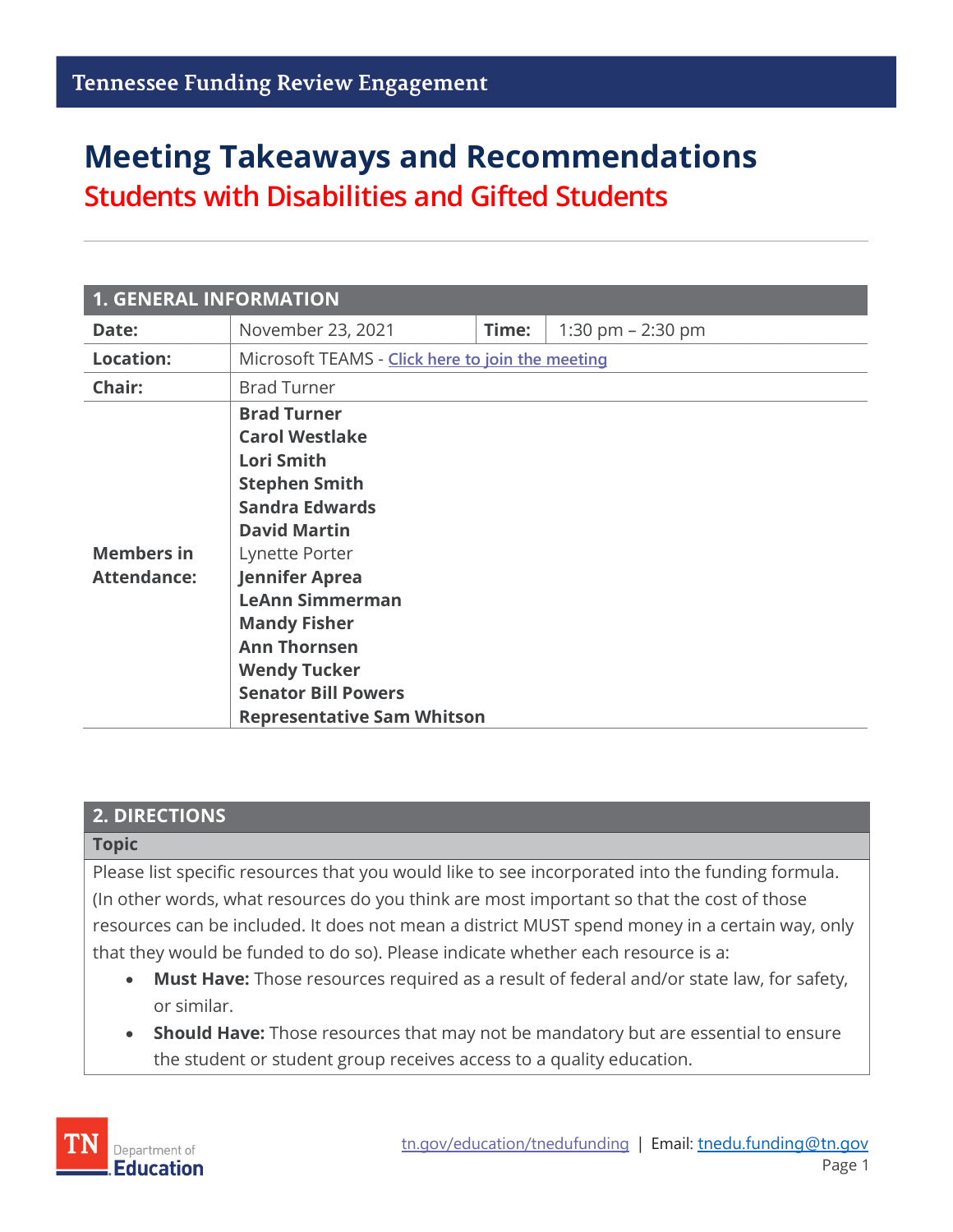Tennessee Funding Review Engagement

# Meeting Takeaways and Recommendations

## Students with Disabilities and Gifted Students

| 1. GENERAL INFORMATION | | | |
|---|---|---|---|
| **Date:** | November 23, 2021 | **Time:** | 1:30 pm – 2:30 pm |
| **Location:** | Microsoft TEAMS - Click here to join the meeting | | |
| **Chair:** | Brad Turner | | |
| **Members in Attendance:** | **Brad Turner**<br>**Carol Westlake**<br>**Lori Smith**<br>**Stephen Smith**<br>**Sandra Edwards**<br>**David Martin**<br>Lynette Porter<br>**Jennifer Aprea**<br>**LeAnn Simmerman**<br>**Mandy Fisher**<br>**Ann Thornsen**<br>**Wendy Tucker**<br>**Senator Bill Powers**<br>**Representative Sam Whitson** | | |

## 2. DIRECTIONS

**Topic**

Please list specific resources that you would like to see incorporated into the funding formula. (In other words, what resources do you think are most important so that the cost of those resources can be included. It does not mean a district MUST spend money in a certain way, only that they would be funded to do so). Please indicate whether each resource is a:

- **Must Have:** Those resources required as a result of federal and/or state law, for safety, or similar.
- **Should Have:** Those resources that may not be mandatory but are essential to ensure the student or student group receives access to a quality education.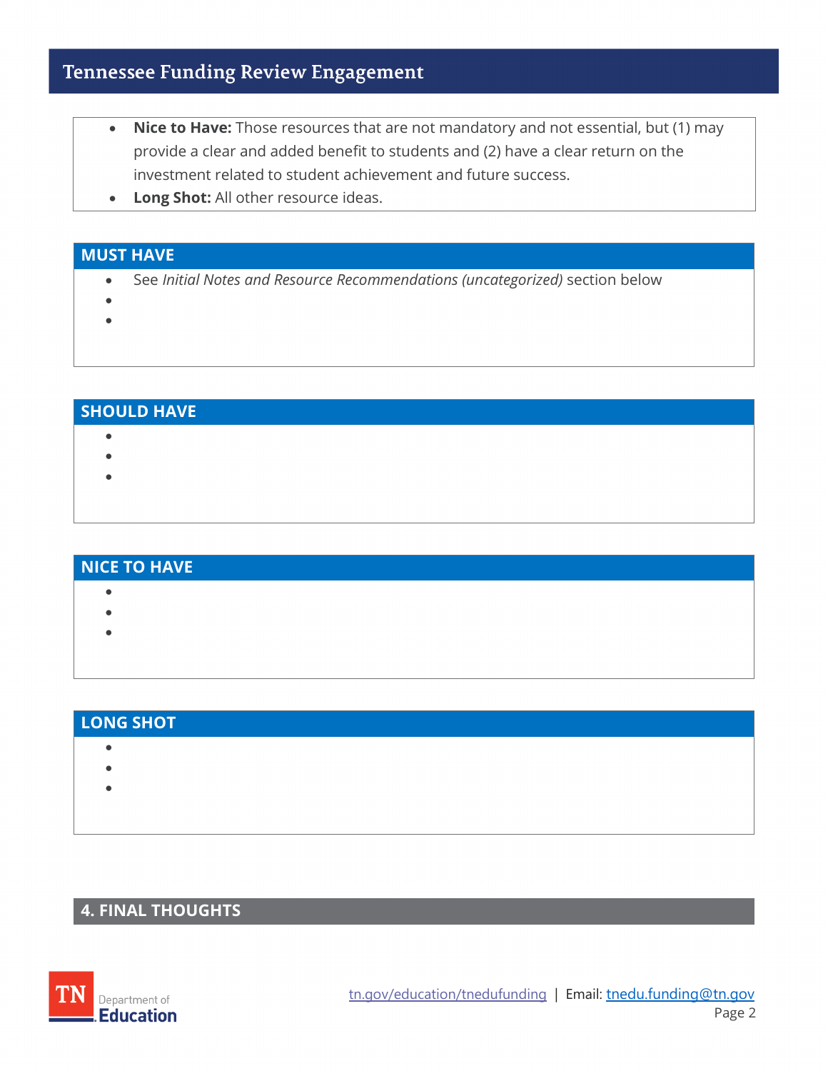- **Nice to Have:** Those resources that are not mandatory and not essential, but (1) may provide a clear and added benefit to students and (2) have a clear return on the investment related to student achievement and future success.
- **Long Shot:** All other resource ideas.

## MUST HAVE

- See *Initial Notes and Resource Recommendations (uncategorized)* section below

## SHOULD HAVE

## NICE TO HAVE

## LONG SHOT

## 4. FINAL THOUGHTS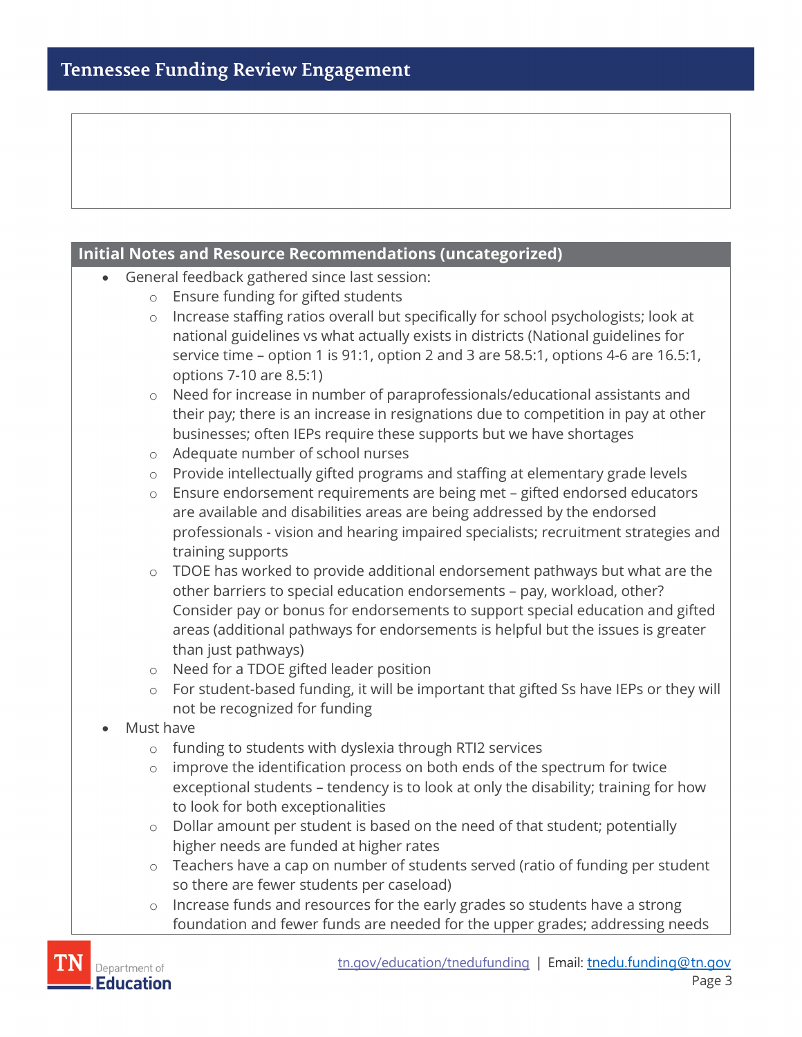## Initial Notes and Resource Recommendations (uncategorized)

- General feedback gathered since last session:
    - Ensure funding for gifted students
    - Increase staffing ratios overall but specifically for school psychologists; look at national guidelines vs what actually exists in districts (National guidelines for service time – option 1 is 91:1, option 2 and 3 are 58.5:1, options 4-6 are 16.5:1, options 7-10 are 8.5:1)
    - Need for increase in number of paraprofessionals/educational assistants and their pay; there is an increase in resignations due to competition in pay at other businesses; often IEPs require these supports but we have shortages
    - Adequate number of school nurses
    - Provide intellectually gifted programs and staffing at elementary grade levels
    - Ensure endorsement requirements are being met – gifted endorsed educators are available and disabilities areas are being addressed by the endorsed professionals - vision and hearing impaired specialists; recruitment strategies and training supports
    - TDOE has worked to provide additional endorsement pathways but what are the other barriers to special education endorsements – pay, workload, other? Consider pay or bonus for endorsements to support special education and gifted areas (additional pathways for endorsements is helpful but the issues is greater than just pathways)
    - Need for a TDOE gifted leader position
    - For student-based funding, it will be important that gifted Ss have IEPs or they will not be recognized for funding
- Must have
    - funding to students with dyslexia through RTI2 services
    - improve the identification process on both ends of the spectrum for twice exceptional students – tendency is to look at only the disability; training for how to look for both exceptionalities
    - Dollar amount per student is based on the need of that student; potentially higher needs are funded at higher rates
    - Teachers have a cap on number of students served (ratio of funding per student so there are fewer students per caseload)
    - Increase funds and resources for the early grades so students have a strong foundation and fewer funds are needed for the upper grades; addressing needs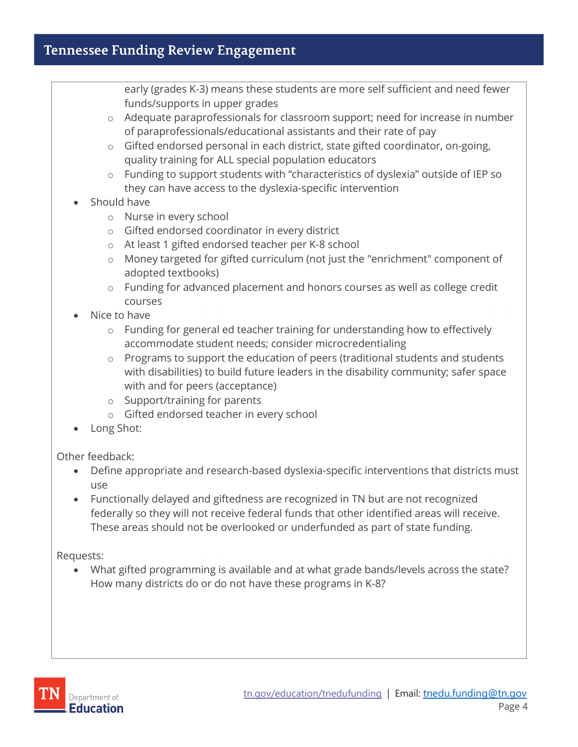early (grades K-3) means these students are more self sufficient and need fewer funds/supports in upper grades
  - Adequate paraprofessionals for classroom support; need for increase in number of paraprofessionals/educational assistants and their rate of pay
  - Gifted endorsed personal in each district, state gifted coordinator, on-going, quality training for ALL special population educators
  - Funding to support students with "characteristics of dyslexia" outside of IEP so they can have access to the dyslexia-specific intervention
- Should have
  - Nurse in every school
  - Gifted endorsed coordinator in every district
  - At least 1 gifted endorsed teacher per K-8 school
  - Money targeted for gifted curriculum (not just the "enrichment" component of adopted textbooks)
  - Funding for advanced placement and honors courses as well as college credit courses
- Nice to have
  - Funding for general ed teacher training for understanding how to effectively accommodate student needs; consider microcredentialing
  - Programs to support the education of peers (traditional students and students with disabilities) to build future leaders in the disability community; safer space with and for peers (acceptance)
  - Support/training for parents
  - Gifted endorsed teacher in every school
- Long Shot:

Other feedback:

- Define appropriate and research-based dyslexia-specific interventions that districts must use
- Functionally delayed and giftedness are recognized in TN but are not recognized federally so they will not receive federal funds that other identified areas will receive. These areas should not be overlooked or underfunded as part of state funding.

Requests:

- What gifted programming is available and at what grade bands/levels across the state? How many districts do or do not have these programs in K-8?